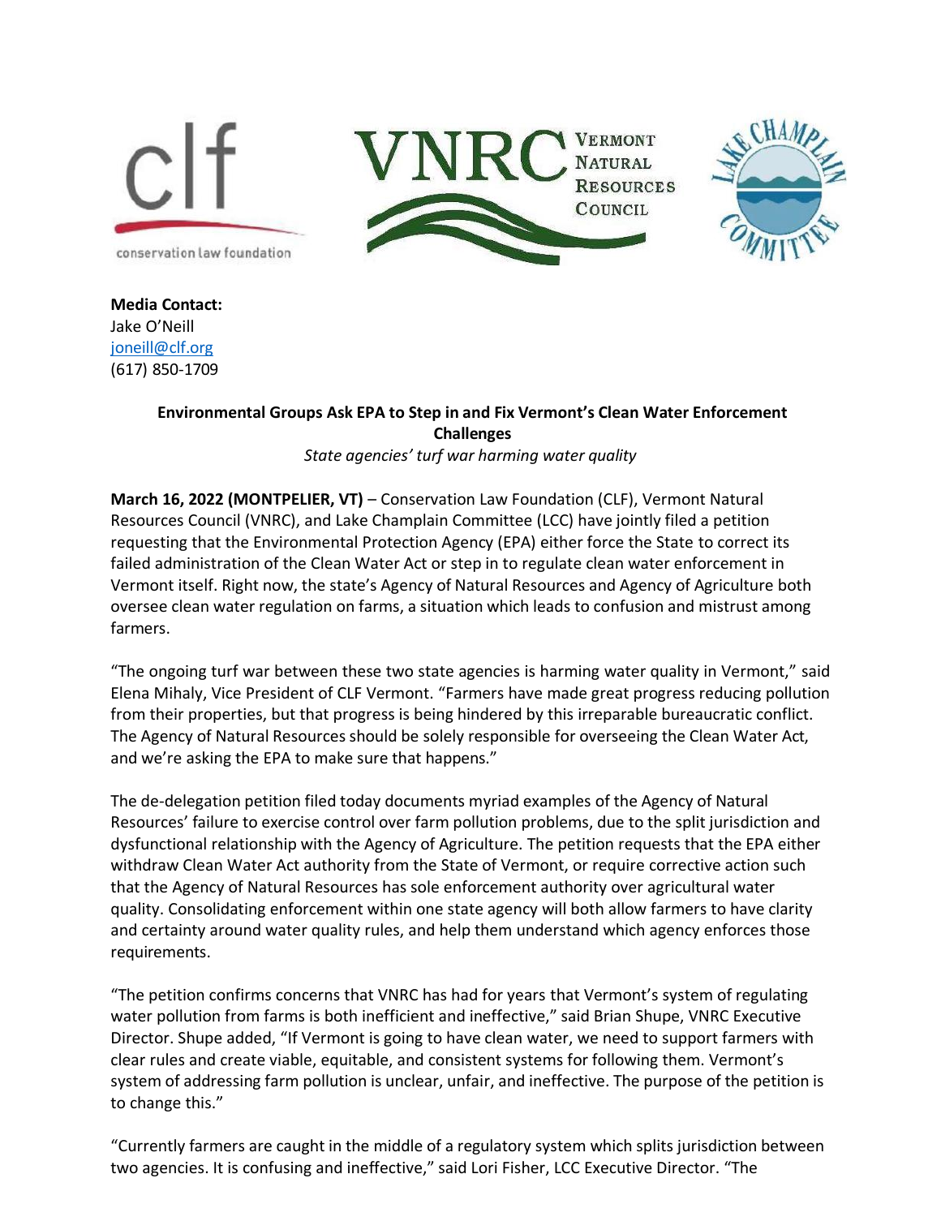**Media Contact:**
Jake O'Neill
joneill@clf.org
(617) 850-1709

## Environmental Groups Ask EPA to Step in and Fix Vermont's Clean Water Enforcement Challenges

*State agencies' turf war harming water quality*

**March 16, 2022 (MONTPELIER, VT)** – Conservation Law Foundation (CLF), Vermont Natural Resources Council (VNRC), and Lake Champlain Committee (LCC) have jointly filed a petition requesting that the Environmental Protection Agency (EPA) either force the State to correct its failed administration of the Clean Water Act or step in to regulate clean water enforcement in Vermont itself. Right now, the state's Agency of Natural Resources and Agency of Agriculture both oversee clean water regulation on farms, a situation which leads to confusion and mistrust among farmers.

"The ongoing turf war between these two state agencies is harming water quality in Vermont," said Elena Mihaly, Vice President of CLF Vermont. "Farmers have made great progress reducing pollution from their properties, but that progress is being hindered by this irreparable bureaucratic conflict. The Agency of Natural Resources should be solely responsible for overseeing the Clean Water Act, and we're asking the EPA to make sure that happens."

The de-delegation petition filed today documents myriad examples of the Agency of Natural Resources' failure to exercise control over farm pollution problems, due to the split jurisdiction and dysfunctional relationship with the Agency of Agriculture. The petition requests that the EPA either withdraw Clean Water Act authority from the State of Vermont, or require corrective action such that the Agency of Natural Resources has sole enforcement authority over agricultural water quality. Consolidating enforcement within one state agency will both allow farmers to have clarity and certainty around water quality rules, and help them understand which agency enforces those requirements.

"The petition confirms concerns that VNRC has had for years that Vermont's system of regulating water pollution from farms is both inefficient and ineffective," said Brian Shupe, VNRC Executive Director. Shupe added, "If Vermont is going to have clean water, we need to support farmers with clear rules and create viable, equitable, and consistent systems for following them. Vermont's system of addressing farm pollution is unclear, unfair, and ineffective. The purpose of the petition is to change this."

"Currently farmers are caught in the middle of a regulatory system which splits jurisdiction between two agencies. It is confusing and ineffective," said Lori Fisher, LCC Executive Director. "The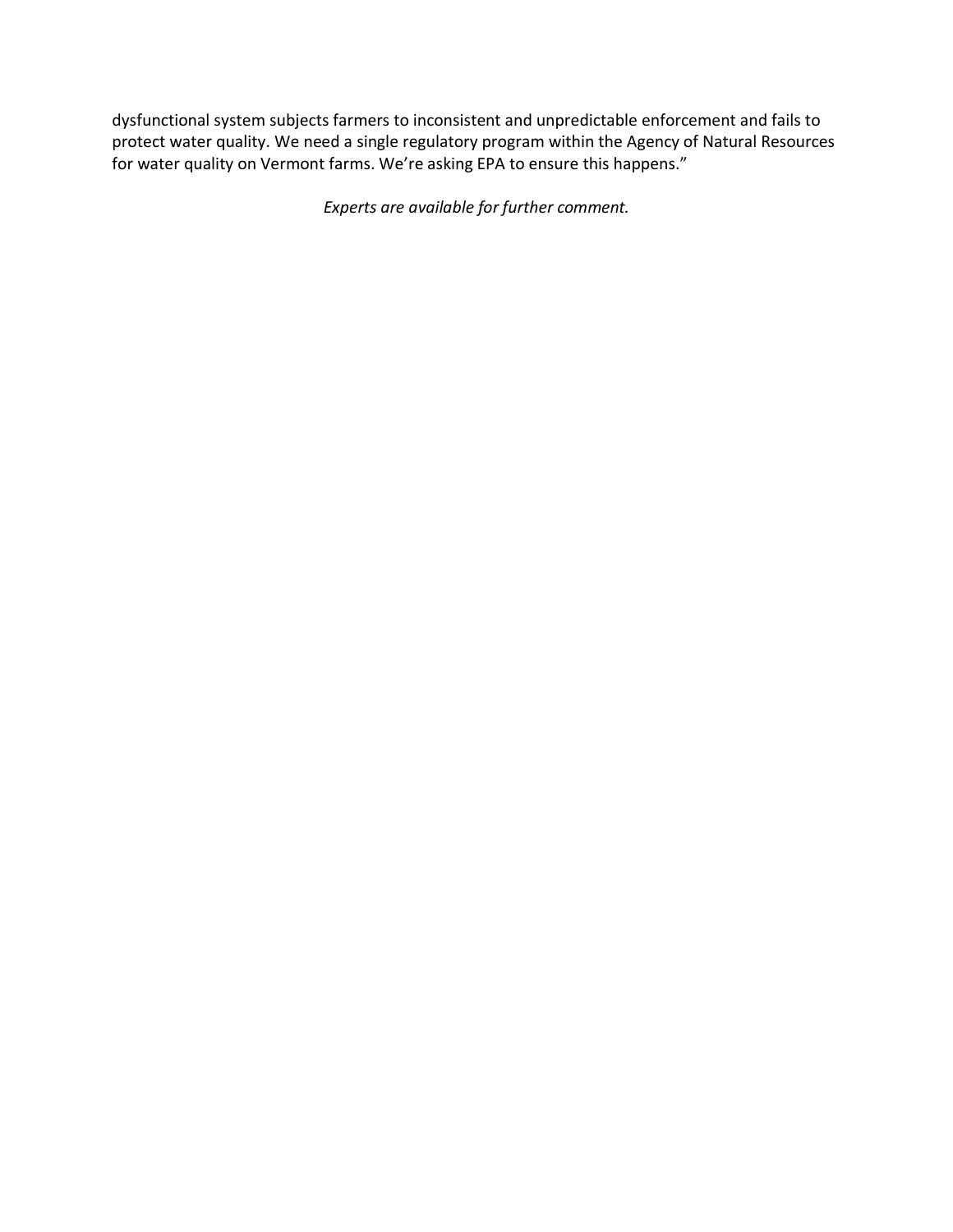dysfunctional system subjects farmers to inconsistent and unpredictable enforcement and fails to protect water quality. We need a single regulatory program within the Agency of Natural Resources for water quality on Vermont farms. We're asking EPA to ensure this happens."

*Experts are available for further comment.*